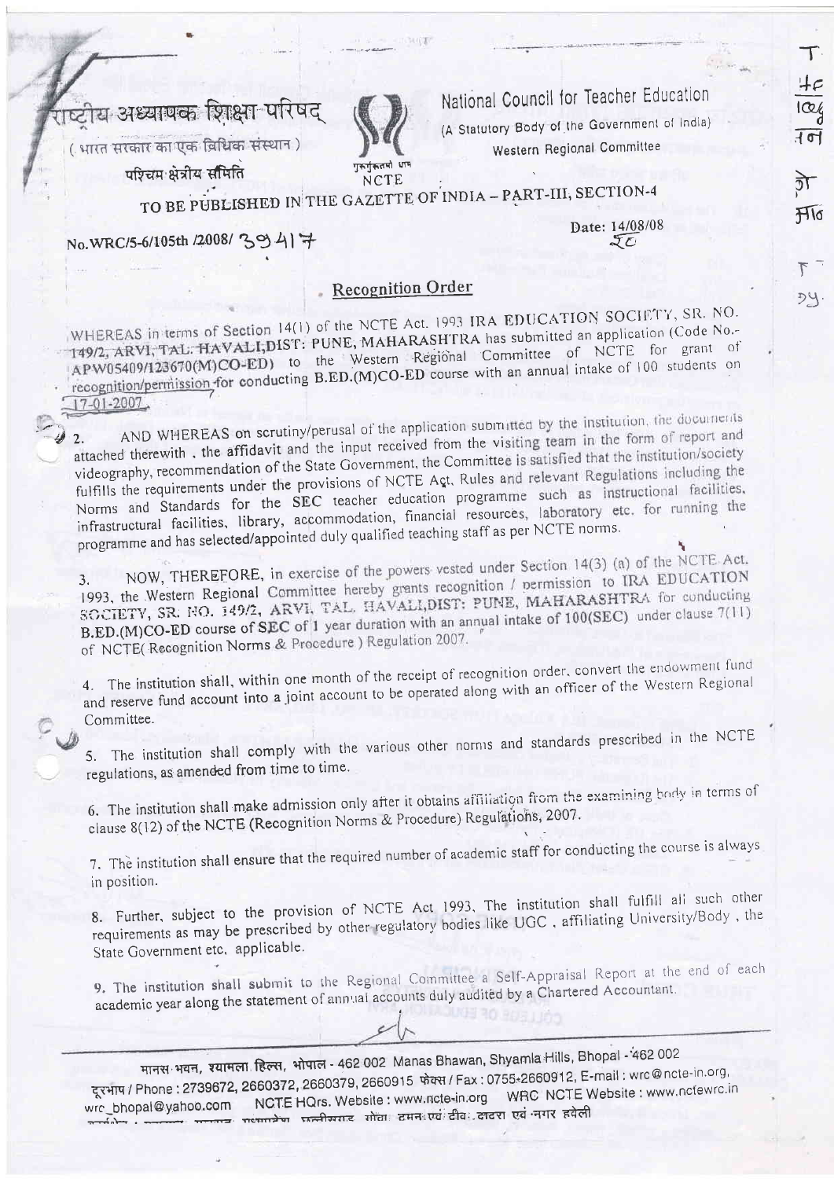राष्ट्रीय अध्यापक शिक्षा परिषद्
( भारत सरकार का एक विधिक संस्थान )
पश्चिम क्षेत्रीय समिति

NCTE

National Council for Teacher Education
(A Statutory Body of the Government of India)
Western Regional Committee

TO BE PUBLISHED IN THE GAZETTE OF INDIA – PART-III, SECTION-4

No.WRC/5-6/105th /2008/ 39417

Date: 14/08/08

## Recognition Order

WHEREAS in terms of Section 14(1) of the NCTE Act. 1993 IRA EDUCATION SOCIETY, SR. NO. 149/2, ARVI, TAL. HAVALI,DIST: PUNE, MAHARASHTRA has submitted an application (Code No.- APW05409/123670(M)CO-ED) to the Western Regional Committee of NCTE for grant of recognition/permission for conducting B.ED.(M)CO-ED course with an annual intake of 100 students on 17-01-2007.

2. AND WHEREAS on scrutiny/perusal of the application submitted by the institution, the documents attached therewith, the affidavit and the input received from the visiting team in the form of report and videography, recommendation of the State Government, the Committee is satisfied that the institution/society fulfills the requirements under the provisions of NCTE Act, Rules and relevant Regulations including the Norms and Standards for the SEC teacher education programme such as instructional facilities, infrastructural facilities, library, accommodation, financial resources, laboratory etc. for running the programme and has selected/appointed duly qualified teaching staff as per NCTE norms.

3. NOW, THEREFORE, in exercise of the powers vested under Section 14(3) (a) of the NCTE Act. 1993, the Western Regional Committee hereby grants recognition / permission to IRA EDUCATION SOCIETY, SR. NO. 149/2, ARVI, TAL. HAVALI,DIST: PUNE, MAHARASHTRA for conducting B.ED.(M)CO-ED course of SEC of 1 year duration with an annual intake of 100(SEC) under clause 7(11) of NCTE( Recognition Norms & Procedure ) Regulation 2007.

4. The institution shall, within one month of the receipt of recognition order, convert the endowment fund and reserve fund account into a joint account to be operated along with an officer of the Western Regional Committee.

5. The institution shall comply with the various other norms and standards prescribed in the NCTE regulations, as amended from time to time.

6. The institution shall make admission only after it obtains affiliation from the examining body in terms of clause 8(12) of the NCTE (Recognition Norms & Procedure) Regulations, 2007.

7. The institution shall ensure that the required number of academic staff for conducting the course is always in position.

8. Further, subject to the provision of NCTE Act 1993, The institution shall fulfill all such other requirements as may be prescribed by other regulatory bodies like UGC, affiliating University/Body, the State Government etc, applicable.

9. The institution shall submit to the Regional Committee a Self-Appraisal Report at the end of each academic year along the statement of annual accounts duly audited by a Chartered Accountant.

मानस भवन, श्यामला हिल्स, भोपाल - 462 002 Manas Bhawan, Shyamla Hills, Bhopal - 462 002
दूरभाष / Phone : 2739672, 2660372, 2660379, 2660915 फेक्स / Fax : 0755-2660912, E-mail : wrc@ncte-in.org, wrc_bhopal@yahoo.com NCTE HQrs. Website : www.ncte-in.org WRC NCTE Website : www.nctewrc.in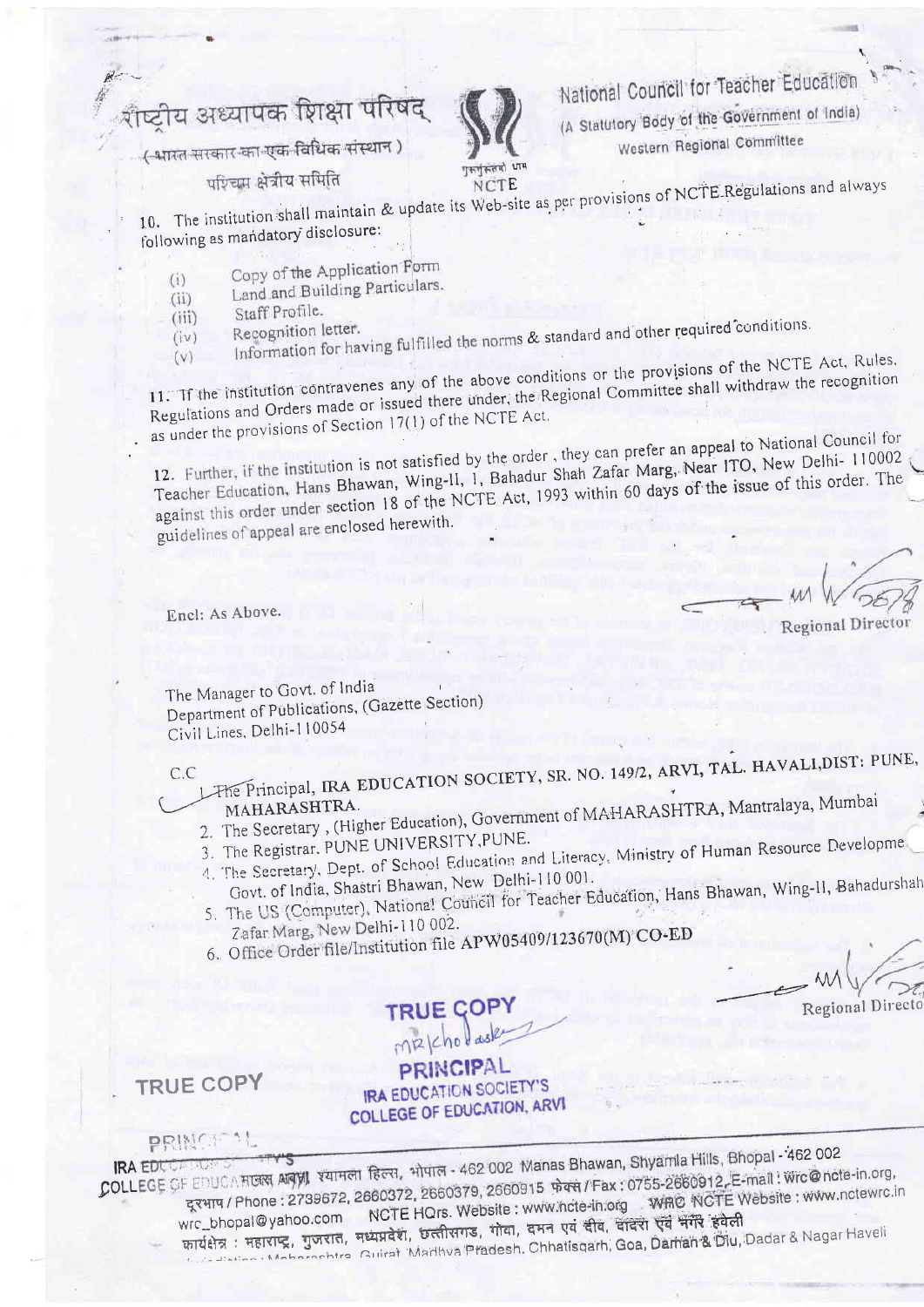राष्ट्रीय अध्यापक शिक्षा परिषद्

(भारत सरकार का एक विधिक संस्थान)

पश्चिम क्षेत्रीय समिति

NCTE

National Council for Teacher Education

(A Statutory Body of the Government of India)

Western Regional Committee

10. The institution shall maintain & update its Web-site as per provisions of NCTE Regulations and always following as mandatory disclosure:

(i) Copy of the Application Form
(ii) Land and Building Particulars.
(iii) Staff Profile.
(iv) Recognition letter.
(v) Information for having fulfilled the norms & standard and other required conditions.

11. If the institution contravenes any of the above conditions or the provisions of the NCTE Act, Rules, Regulations and Orders made or issued there under, the Regional Committee shall withdraw the recognition as under the provisions of Section 17(1) of the NCTE Act.

12. Further, if the institution is not satisfied by the order, they can prefer an appeal to National Council for Teacher Education, Hans Bhawan, Wing-II, 1, Bahadur Shah Zafar Marg, Near ITO, New Delhi- 110002 against this order under section 18 of the NCTE Act, 1993 within 60 days of the issue of this order. The guidelines of appeal are enclosed herewith.

Encl: As Above.

Regional Director

The Manager to Govt. of India
Department of Publications, (Gazette Section)
Civil Lines, Delhi-110054

C.C

1. The Principal, IRA EDUCATION SOCIETY, SR. NO. 149/2, ARVI, TAL. HAVALI,DIST: PUNE, MAHARASHTRA.
2. The Secretary, (Higher Education), Government of MAHARASHTRA, Mantralaya, Mumbai
3. The Registrar. PUNE UNIVERSITY,PUNE.
4. The Secretary, Dept. of School Education and Literacy, Ministry of Human Resource Developme Govt. of India, Shastri Bhawan, New Delhi-110 001.
5. The US (Computer), National Council for Teacher Education, Hans Bhawan, Wing-II, Bahadurshah Zafar Marg, New Delhi-110 002.
6. Office Order file/Institution file APW05409/123670(M) CO-ED

Regional Director

TRUE COPY

PRINCIPAL
IRA EDUCATION SOCIETY'S
COLLEGE OF EDUCATION, ARVI

TRUE COPY

मानस भवन, श्यामला हिल्स, भोपाल - 462 002 Manas Bhawan, Shyamla Hills, Bhopal - 462 002

दूरभाष / Phone : 2739672, 2660372, 2660379, 2660915 फेक्स / Fax : 0755-2660912, E-mail : wrc@ncte-in.org, wrc_bhopal@yahoo.com NCTE HQrs. Website : www.ncte-in.org WRC NCTE Website : www.nctewrc.in

कार्यक्षेत्र : महाराष्ट्र, गुजरात, मध्यप्रदेश, छत्तीसगढ, गोवा, दमन एवं दीव, दादरा एवं नगर हवेली

Jurisdiction : Maharashtra, Gujrat, Madhya Pradesh, Chhatisgarh, Goa, Daman & Diu, Dadar & Nagar Haveli